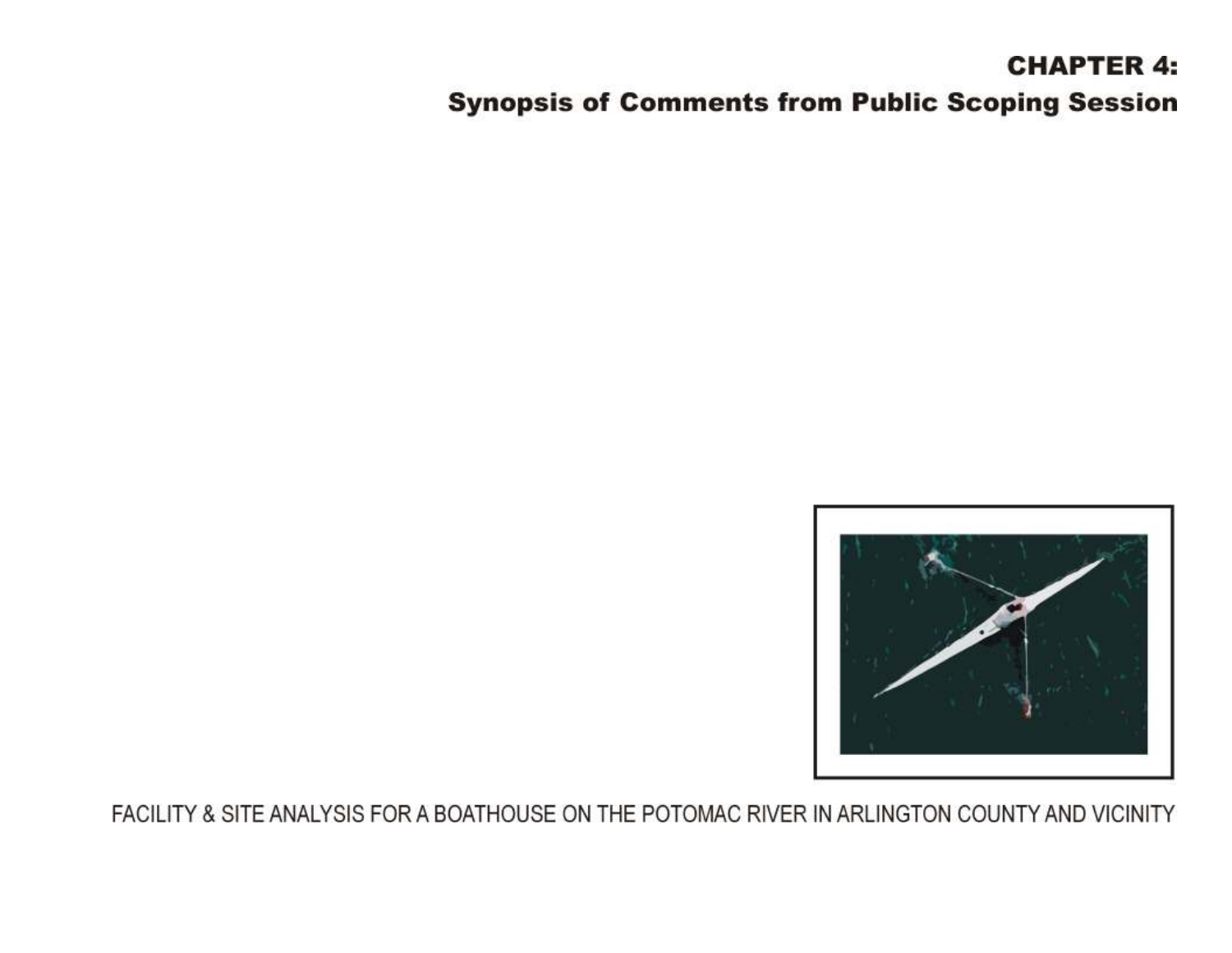# CHAPTER 4:
## Synopsis of Comments from Public Scoping Session

FACILITY & SITE ANALYSIS FOR A BOATHOUSE ON THE POTOMAC RIVER IN ARLINGTON COUNTY AND VICINITY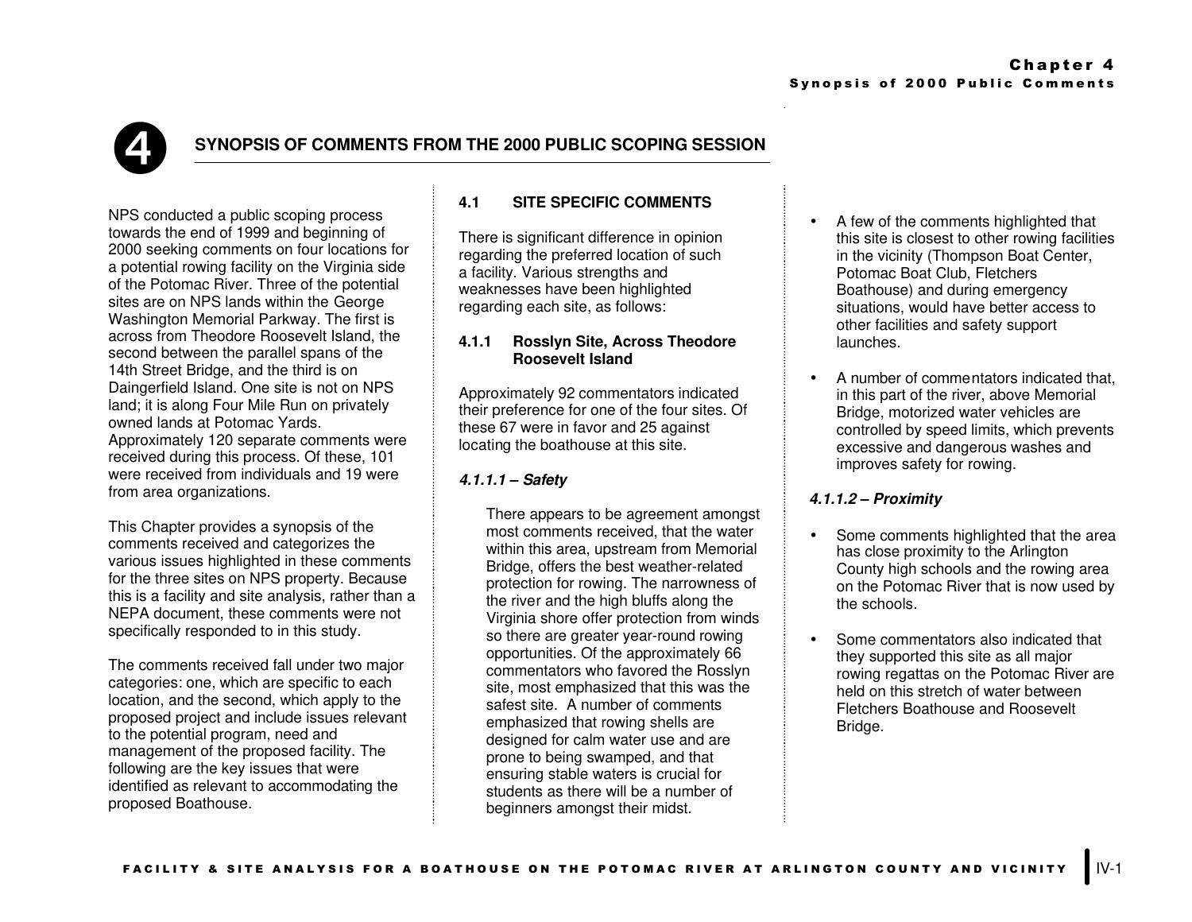# 4 SYNOPSIS OF COMMENTS FROM THE 2000 PUBLIC SCOPING SESSION

NPS conducted a public scoping process towards the end of 1999 and beginning of 2000 seeking comments on four locations for a potential rowing facility on the Virginia side of the Potomac River. Three of the potential sites are on NPS lands within the George Washington Memorial Parkway. The first is across from Theodore Roosevelt Island, the second between the parallel spans of the 14th Street Bridge, and the third is on Daingerfield Island. One site is not on NPS land; it is along Four Mile Run on privately owned lands at Potomac Yards. Approximately 120 separate comments were received during this process. Of these, 101 were received from individuals and 19 were from area organizations.

This Chapter provides a synopsis of the comments received and categorizes the various issues highlighted in these comments for the three sites on NPS property. Because this is a facility and site analysis, rather than a NEPA document, these comments were not specifically responded to in this study.

The comments received fall under two major categories: one, which are specific to each location, and the second, which apply to the proposed project and include issues relevant to the potential program, need and management of the proposed facility. The following are the key issues that were identified as relevant to accommodating the proposed Boathouse.

## 4.1 SITE SPECIFIC COMMENTS

There is significant difference in opinion regarding the preferred location of such a facility. Various strengths and weaknesses have been highlighted regarding each site, as follows:

### 4.1.1 Rosslyn Site, Across Theodore Roosevelt Island

Approximately 92 commentators indicated their preference for one of the four sites. Of these 67 were in favor and 25 against locating the boathouse at this site.

#### *4.1.1.1 – Safety*

There appears to be agreement amongst most comments received, that the water within this area, upstream from Memorial Bridge, offers the best weather-related protection for rowing. The narrowness of the river and the high bluffs along the Virginia shore offer protection from winds so there are greater year-round rowing opportunities. Of the approximately 66 commentators who favored the Rosslyn site, most emphasized that this was the safest site. A number of comments emphasized that rowing shells are designed for calm water use and are prone to being swamped, and that ensuring stable waters is crucial for students as there will be a number of beginners amongst their midst.

- A few of the comments highlighted that this site is closest to other rowing facilities in the vicinity (Thompson Boat Center, Potomac Boat Club, Fletchers Boathouse) and during emergency situations, would have better access to other facilities and safety support launches.
- A number of commentators indicated that, in this part of the river, above Memorial Bridge, motorized water vehicles are controlled by speed limits, which prevents excessive and dangerous washes and improves safety for rowing.

#### *4.1.1.2 – Proximity*

- Some comments highlighted that the area has close proximity to the Arlington County high schools and the rowing area on the Potomac River that is now used by the schools.
- Some commentators also indicated that they supported this site as all major rowing regattas on the Potomac River are held on this stretch of water between Fletchers Boathouse and Roosevelt Bridge.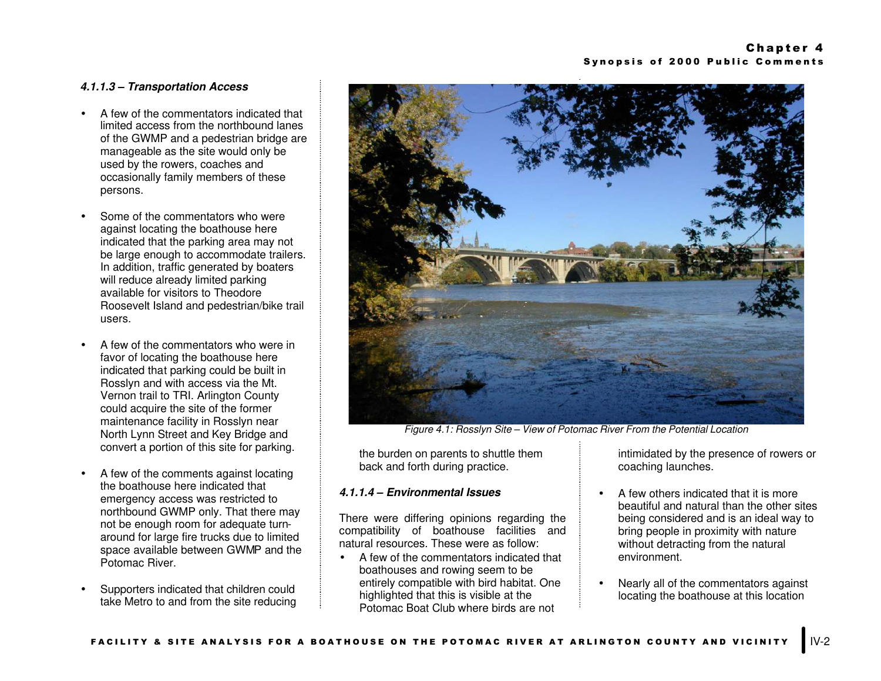#### *4.1.1.3 – Transportation Access*

- A few of the commentators indicated that limited access from the northbound lanes of the GWMP and a pedestrian bridge are manageable as the site would only be used by the rowers, coaches and occasionally family members of these persons.

- Some of the commentators who were against locating the boathouse here indicated that the parking area may not be large enough to accommodate trailers. In addition, traffic generated by boaters will reduce already limited parking available for visitors to Theodore Roosevelt Island and pedestrian/bike trail users.

- A few of the commentators who were in favor of locating the boathouse here indicated that parking could be built in Rosslyn and with access via the Mt. Vernon trail to TRI. Arlington County could acquire the site of the former maintenance facility in Rosslyn near North Lynn Street and Key Bridge and convert a portion of this site for parking.

- A few of the comments against locating the boathouse here indicated that emergency access was restricted to northbound GWMP only. That there may not be enough room for adequate turn-around for large fire trucks due to limited space available between GWMP and the Potomac River.

- Supporters indicated that children could take Metro to and from the site reducing the burden on parents to shuttle them back and forth during practice.

*Figure 4.1: Rosslyn Site – View of Potomac River From the Potential Location*

#### *4.1.1.4 – Environmental Issues*

There were differing opinions regarding the compatibility of boathouse facilities and natural resources. These were as follow:

- A few of the commentators indicated that boathouses and rowing seem to be entirely compatible with bird habitat. One highlighted that this is visible at the Potomac Boat Club where birds are not intimidated by the presence of rowers or coaching launches.

- A few others indicated that it is more beautiful and natural than the other sites being considered and is an ideal way to bring people in proximity with nature without detracting from the natural environment.

- Nearly all of the commentators against locating the boathouse at this location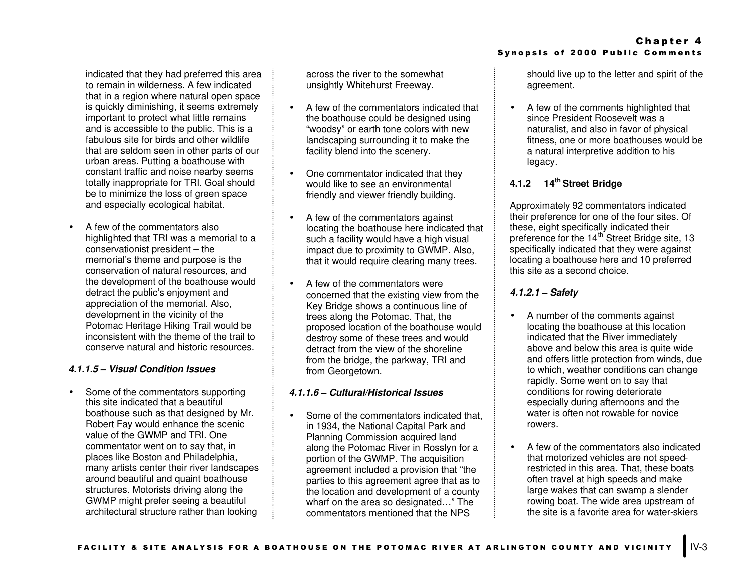indicated that they had preferred this area to remain in wilderness. A few indicated that in a region where natural open space is quickly diminishing, it seems extremely important to protect what little remains and is accessible to the public. This is a fabulous site for birds and other wildlife that are seldom seen in other parts of our urban areas. Putting a boathouse with constant traffic and noise nearby seems totally inappropriate for TRI. Goal should be to minimize the loss of green space and especially ecological habitat.

- A few of the commentators also highlighted that TRI was a memorial to a conservationist president – the memorial's theme and purpose is the conservation of natural resources, and the development of the boathouse would detract the public's enjoyment and appreciation of the memorial. Also, development in the vicinity of the Potomac Heritage Hiking Trail would be inconsistent with the theme of the trail to conserve natural and historic resources.

#### *4.1.1.5 – Visual Condition Issues*

- Some of the commentators supporting this site indicated that a beautiful boathouse such as that designed by Mr. Robert Fay would enhance the scenic value of the GWMP and TRI. One commentator went on to say that, in places like Boston and Philadelphia, many artists center their river landscapes around beautiful and quaint boathouse structures. Motorists driving along the GWMP might prefer seeing a beautiful architectural structure rather than looking across the river to the somewhat unsightly Whitehurst Freeway.

- A few of the commentators indicated that the boathouse could be designed using "woodsy" or earth tone colors with new landscaping surrounding it to make the facility blend into the scenery.

- One commentator indicated that they would like to see an environmental friendly and viewer friendly building.

- A few of the commentators against locating the boathouse here indicated that such a facility would have a high visual impact due to proximity to GWMP. Also, that it would require clearing many trees.

- A few of the commentators were concerned that the existing view from the Key Bridge shows a continuous line of trees along the Potomac. That, the proposed location of the boathouse would destroy some of these trees and would detract from the view of the shoreline from the bridge, the parkway, TRI and from Georgetown.

#### *4.1.1.6 – Cultural/Historical Issues*

- Some of the commentators indicated that, in 1934, the National Capital Park and Planning Commission acquired land along the Potomac River in Rosslyn for a portion of the GWMP. The acquisition agreement included a provision that "the parties to this agreement agree that as to the location and development of a county wharf on the area so designated…" The commentators mentioned that the NPS should live up to the letter and spirit of the agreement.

- A few of the comments highlighted that since President Roosevelt was a naturalist, and also in favor of physical fitness, one or more boathouses would be a natural interpretive addition to his legacy.

### 4.1.2 14th Street Bridge

Approximately 92 commentators indicated their preference for one of the four sites. Of these, eight specifically indicated their preference for the 14th Street Bridge site, 13 specifically indicated that they were against locating a boathouse here and 10 preferred this site as a second choice.

#### *4.1.2.1 – Safety*

- A number of the comments against locating the boathouse at this location indicated that the River immediately above and below this area is quite wide and offers little protection from winds, due to which, weather conditions can change rapidly. Some went on to say that conditions for rowing deteriorate especially during afternoons and the water is often not rowable for novice rowers.

- A few of the commentators also indicated that motorized vehicles are not speed-restricted in this area. That, these boats often travel at high speeds and make large wakes that can swamp a slender rowing boat. The wide area upstream of the site is a favorite area for water-skiers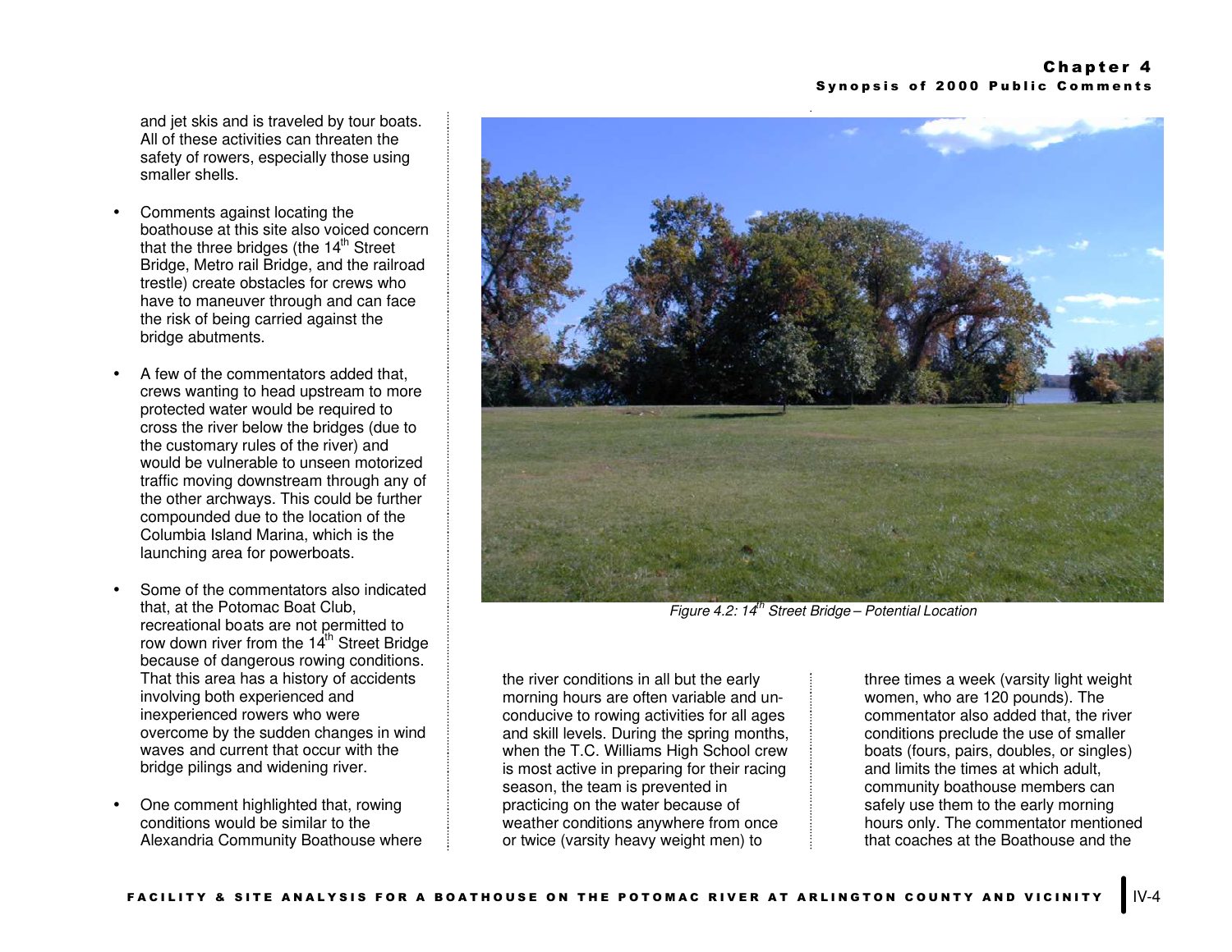and jet skis and is traveled by tour boats. All of these activities can threaten the safety of rowers, especially those using smaller shells.

- Comments against locating the boathouse at this site also voiced concern that the three bridges (the 14th Street Bridge, Metro rail Bridge, and the railroad trestle) create obstacles for crews who have to maneuver through and can face the risk of being carried against the bridge abutments.

- A few of the commentators added that, crews wanting to head upstream to more protected water would be required to cross the river below the bridges (due to the customary rules of the river) and would be vulnerable to unseen motorized traffic moving downstream through any of the other archways. This could be further compounded due to the location of the Columbia Island Marina, which is the launching area for powerboats.

- Some of the commentators also indicated that, at the Potomac Boat Club, recreational boats are not permitted to row down river from the 14th Street Bridge because of dangerous rowing conditions. That this area has a history of accidents involving both experienced and inexperienced rowers who were overcome by the sudden changes in wind waves and current that occur with the bridge pilings and widening river.

- One comment highlighted that, rowing conditions would be similar to the Alexandria Community Boathouse where the river conditions in all but the early morning hours are often variable and un-conducive to rowing activities for all ages and skill levels. During the spring months, when the T.C. Williams High School crew is most active in preparing for their racing season, the team is prevented in practicing on the water because of weather conditions anywhere from once or twice (varsity heavy weight men) to three times a week (varsity light weight women, who are 120 pounds). The commentator also added that, the river conditions preclude the use of smaller boats (fours, pairs, doubles, or singles) and limits the times at which adult, community boathouse members can safely use them to the early morning hours only. The commentator mentioned that coaches at the Boathouse and the

*Figure 4.2: 14th Street Bridge – Potential Location*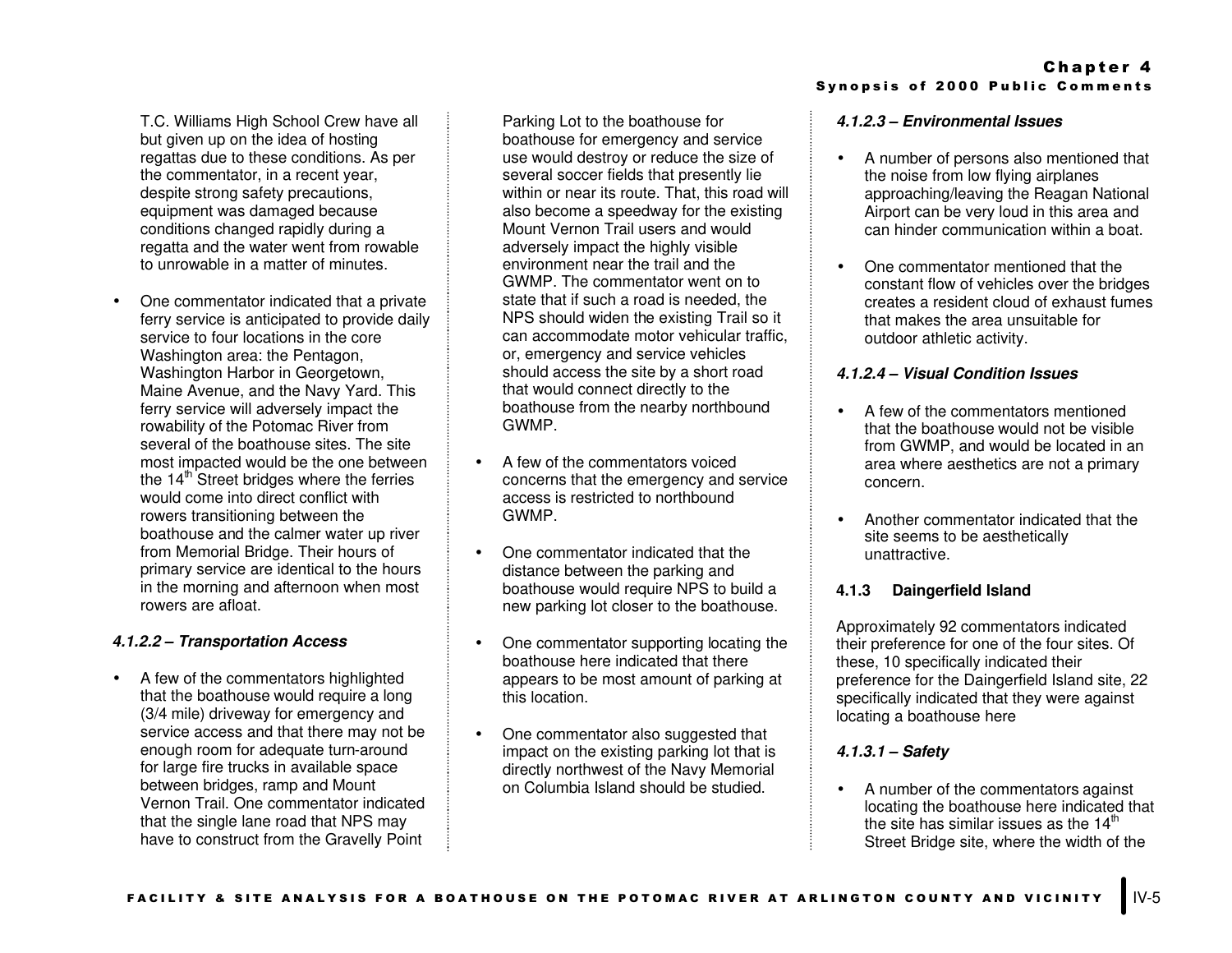T.C. Williams High School Crew have all but given up on the idea of hosting regattas due to these conditions. As per the commentator, in a recent year, despite strong safety precautions, equipment was damaged because conditions changed rapidly during a regatta and the water went from rowable to unrowable in a matter of minutes.

- One commentator indicated that a private ferry service is anticipated to provide daily service to four locations in the core Washington area: the Pentagon, Washington Harbor in Georgetown, Maine Avenue, and the Navy Yard. This ferry service will adversely impact the rowability of the Potomac River from several of the boathouse sites. The site most impacted would be the one between the 14th Street bridges where the ferries would come into direct conflict with rowers transitioning between the boathouse and the calmer water up river from Memorial Bridge. Their hours of primary service are identical to the hours in the morning and afternoon when most rowers are afloat.

#### *4.1.2.2 – Transportation Access*

- A few of the commentators highlighted that the boathouse would require a long (3/4 mile) driveway for emergency and service access and that there may not be enough room for adequate turn-around for large fire trucks in available space between bridges, ramp and Mount Vernon Trail. One commentator indicated that the single lane road that NPS may have to construct from the Gravelly Point Parking Lot to the boathouse for boathouse for emergency and service use would destroy or reduce the size of several soccer fields that presently lie within or near its route. That, this road will also become a speedway for the existing Mount Vernon Trail users and would adversely impact the highly visible environment near the trail and the GWMP. The commentator went on to state that if such a road is needed, the NPS should widen the existing Trail so it can accommodate motor vehicular traffic, or, emergency and service vehicles should access the site by a short road that would connect directly to the boathouse from the nearby northbound GWMP.

- A few of the commentators voiced concerns that the emergency and service access is restricted to northbound GWMP.

- One commentator indicated that the distance between the parking and boathouse would require NPS to build a new parking lot closer to the boathouse.

- One commentator supporting locating the boathouse here indicated that there appears to be most amount of parking at this location.

- One commentator also suggested that impact on the existing parking lot that is directly northwest of the Navy Memorial on Columbia Island should be studied.

#### *4.1.2.3 – Environmental Issues*

- A number of persons also mentioned that the noise from low flying airplanes approaching/leaving the Reagan National Airport can be very loud in this area and can hinder communication within a boat.

- One commentator mentioned that the constant flow of vehicles over the bridges creates a resident cloud of exhaust fumes that makes the area unsuitable for outdoor athletic activity.

#### *4.1.2.4 – Visual Condition Issues*

- A few of the commentators mentioned that the boathouse would not be visible from GWMP, and would be located in an area where aesthetics are not a primary concern.

- Another commentator indicated that the site seems to be aesthetically unattractive.

### 4.1.3 Daingerfield Island

Approximately 92 commentators indicated their preference for one of the four sites. Of these, 10 specifically indicated their preference for the Daingerfield Island site, 22 specifically indicated that they were against locating a boathouse here

#### *4.1.3.1 – Safety*

- A number of the commentators against locating the boathouse here indicated that the site has similar issues as the 14th Street Bridge site, where the width of the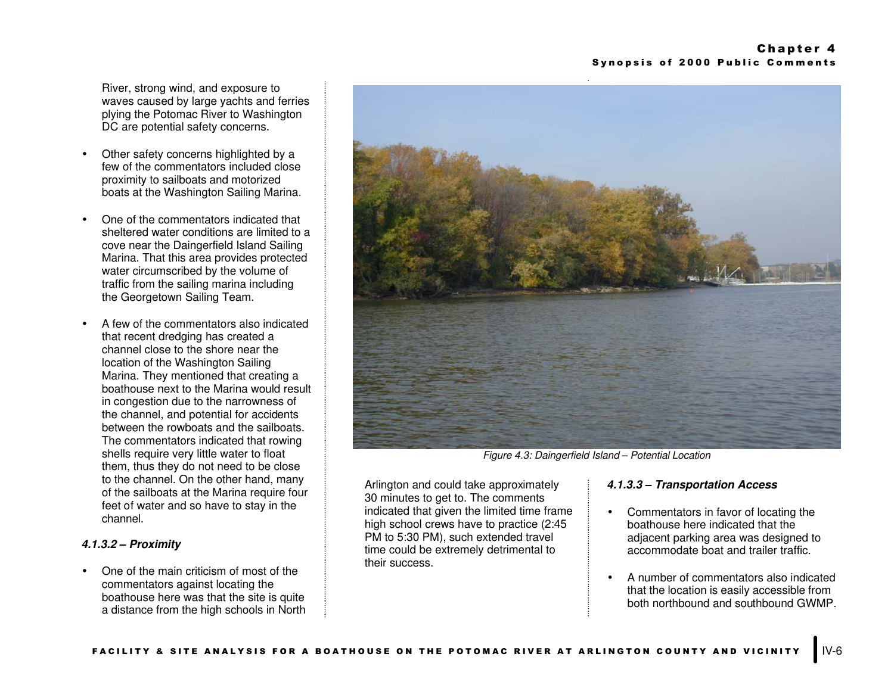River, strong wind, and exposure to waves caused by large yachts and ferries plying the Potomac River to Washington DC are potential safety concerns.

- Other safety concerns highlighted by a few of the commentators included close proximity to sailboats and motorized boats at the Washington Sailing Marina.

- One of the commentators indicated that sheltered water conditions are limited to a cove near the Daingerfield Island Sailing Marina. That this area provides protected water circumscribed by the volume of traffic from the sailing marina including the Georgetown Sailing Team.

- A few of the commentators also indicated that recent dredging has created a channel close to the shore near the location of the Washington Sailing Marina. They mentioned that creating a boathouse next to the Marina would result in congestion due to the narrowness of the channel, and potential for accidents between the rowboats and the sailboats. The commentators indicated that rowing shells require very little water to float them, thus they do not need to be close to the channel. On the other hand, many of the sailboats at the Marina require four feet of water and so have to stay in the channel.

#### *4.1.3.2 – Proximity*

- One of the main criticism of most of the commentators against locating the boathouse here was that the site is quite a distance from the high schools in North Arlington and could take approximately 30 minutes to get to. The comments indicated that given the limited time frame high school crews have to practice (2:45 PM to 5:30 PM), such extended travel time could be extremely detrimental to their success.

*Figure 4.3: Daingerfield Island – Potential Location*

#### *4.1.3.3 – Transportation Access*

- Commentators in favor of locating the boathouse here indicated that the adjacent parking area was designed to accommodate boat and trailer traffic.

- A number of commentators also indicated that the location is easily accessible from both northbound and southbound GWMP.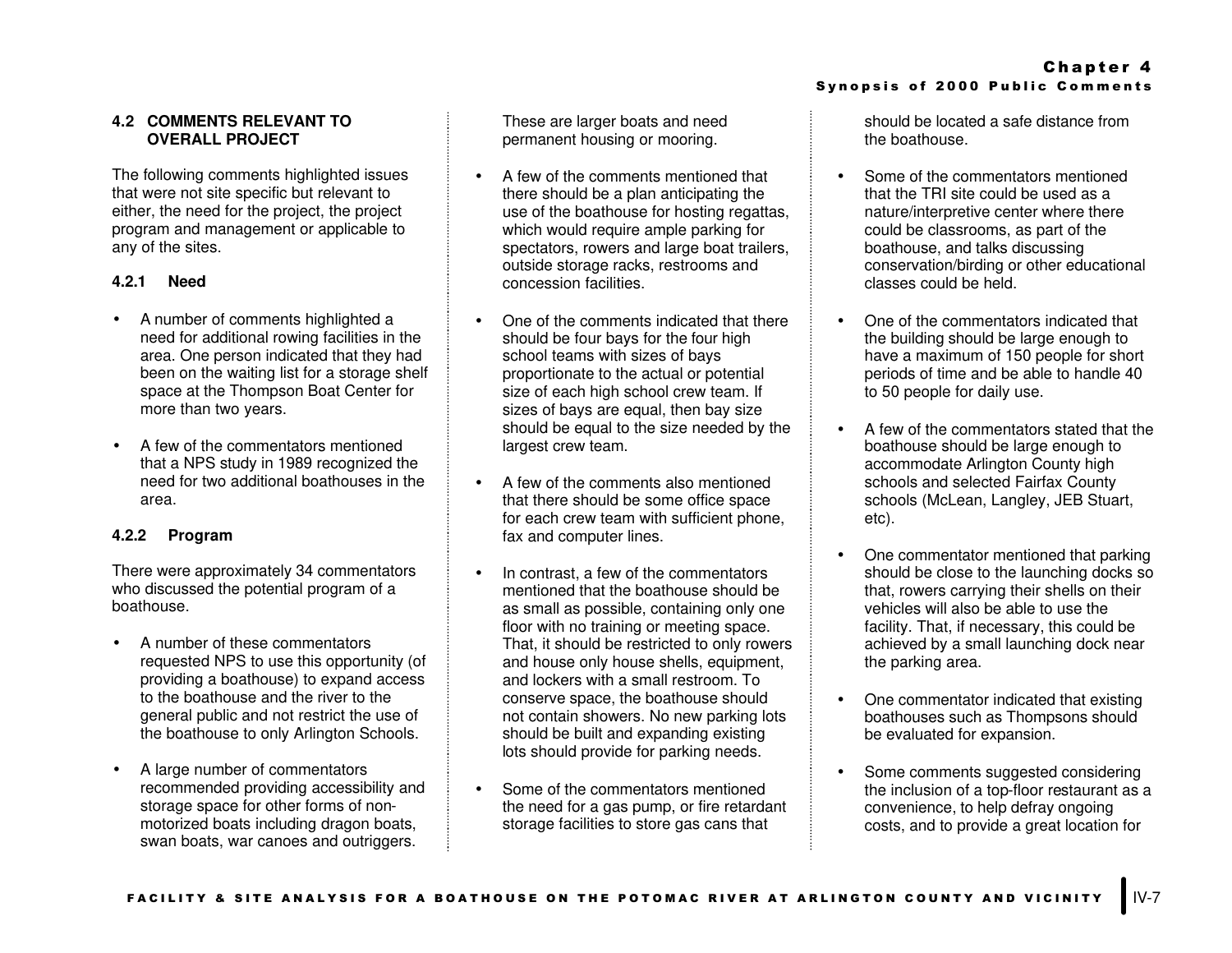## 4.2 COMMENTS RELEVANT TO OVERALL PROJECT

The following comments highlighted issues that were not site specific but relevant to either, the need for the project, the project program and management or applicable to any of the sites.

### 4.2.1 Need

- A number of comments highlighted a need for additional rowing facilities in the area. One person indicated that they had been on the waiting list for a storage shelf space at the Thompson Boat Center for more than two years.
- A few of the commentators mentioned that a NPS study in 1989 recognized the need for two additional boathouses in the area.

### 4.2.2 Program

There were approximately 34 commentators who discussed the potential program of a boathouse.

- A number of these commentators requested NPS to use this opportunity (of providing a boathouse) to expand access to the boathouse and the river to the general public and not restrict the use of the boathouse to only Arlington Schools.
- A large number of commentators recommended providing accessibility and storage space for other forms of non-motorized boats including dragon boats, swan boats, war canoes and outriggers. These are larger boats and need permanent housing or mooring.
- A few of the comments mentioned that there should be a plan anticipating the use of the boathouse for hosting regattas, which would require ample parking for spectators, rowers and large boat trailers, outside storage racks, restrooms and concession facilities.
- One of the comments indicated that there should be four bays for the four high school teams with sizes of bays proportionate to the actual or potential size of each high school crew team. If sizes of bays are equal, then bay size should be equal to the size needed by the largest crew team.
- A few of the comments also mentioned that there should be some office space for each crew team with sufficient phone, fax and computer lines.
- In contrast, a few of the commentators mentioned that the boathouse should be as small as possible, containing only one floor with no training or meeting space. That, it should be restricted to only rowers and house only house shells, equipment, and lockers with a small restroom. To conserve space, the boathouse should not contain showers. No new parking lots should be built and expanding existing lots should provide for parking needs.
- Some of the commentators mentioned the need for a gas pump, or fire retardant storage facilities to store gas cans that should be located a safe distance from the boathouse.
- Some of the commentators mentioned that the TRI site could be used as a nature/interpretive center where there could be classrooms, as part of the boathouse, and talks discussing conservation/birding or other educational classes could be held.
- One of the commentators indicated that the building should be large enough to have a maximum of 150 people for short periods of time and be able to handle 40 to 50 people for daily use.
- A few of the commentators stated that the boathouse should be large enough to accommodate Arlington County high schools and selected Fairfax County schools (McLean, Langley, JEB Stuart, etc).
- One commentator mentioned that parking should be close to the launching docks so that, rowers carrying their shells on their vehicles will also be able to use the facility. That, if necessary, this could be achieved by a small launching dock near the parking area.
- One commentator indicated that existing boathouses such as Thompsons should be evaluated for expansion.
- Some comments suggested considering the inclusion of a top-floor restaurant as a convenience, to help defray ongoing costs, and to provide a great location for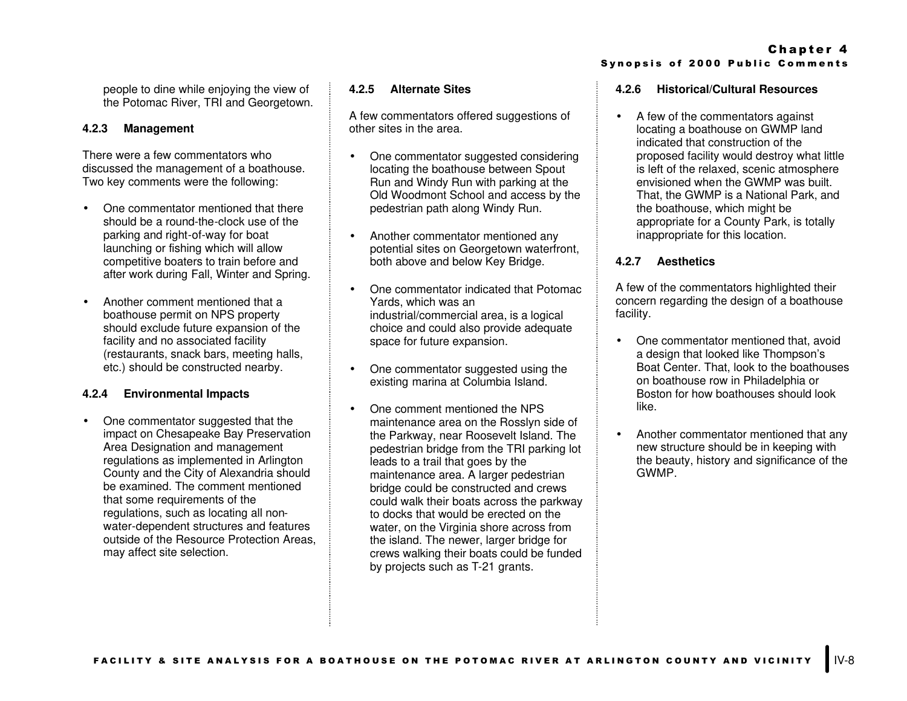people to dine while enjoying the view of the Potomac River, TRI and Georgetown.

### 4.2.3 Management

There were a few commentators who discussed the management of a boathouse. Two key comments were the following:

- One commentator mentioned that there should be a round-the-clock use of the parking and right-of-way for boat launching or fishing which will allow competitive boaters to train before and after work during Fall, Winter and Spring.
- Another comment mentioned that a boathouse permit on NPS property should exclude future expansion of the facility and no associated facility (restaurants, snack bars, meeting halls, etc.) should be constructed nearby.

### 4.2.4 Environmental Impacts

- One commentator suggested that the impact on Chesapeake Bay Preservation Area Designation and management regulations as implemented in Arlington County and the City of Alexandria should be examined. The comment mentioned that some requirements of the regulations, such as locating all non-water-dependent structures and features outside of the Resource Protection Areas, may affect site selection.

### 4.2.5 Alternate Sites

A few commentators offered suggestions of other sites in the area.

- One commentator suggested considering locating the boathouse between Spout Run and Windy Run with parking at the Old Woodmont School and access by the pedestrian path along Windy Run.
- Another commentator mentioned any potential sites on Georgetown waterfront, both above and below Key Bridge.
- One commentator indicated that Potomac Yards, which was an industrial/commercial area, is a logical choice and could also provide adequate space for future expansion.
- One commentator suggested using the existing marina at Columbia Island.
- One comment mentioned the NPS maintenance area on the Rosslyn side of the Parkway, near Roosevelt Island. The pedestrian bridge from the TRI parking lot leads to a trail that goes by the maintenance area. A larger pedestrian bridge could be constructed and crews could walk their boats across the parkway to docks that would be erected on the water, on the Virginia shore across from the island. The newer, larger bridge for crews walking their boats could be funded by projects such as T-21 grants.

### 4.2.6 Historical/Cultural Resources

- A few of the commentators against locating a boathouse on GWMP land indicated that construction of the proposed facility would destroy what little is left of the relaxed, scenic atmosphere envisioned when the GWMP was built. That, the GWMP is a National Park, and the boathouse, which might be appropriate for a County Park, is totally inappropriate for this location.

### 4.2.7 Aesthetics

A few of the commentators highlighted their concern regarding the design of a boathouse facility.

- One commentator mentioned that, avoid a design that looked like Thompson's Boat Center. That, look to the boathouses on boathouse row in Philadelphia or Boston for how boathouses should look like.
- Another commentator mentioned that any new structure should be in keeping with the beauty, history and significance of the GWMP.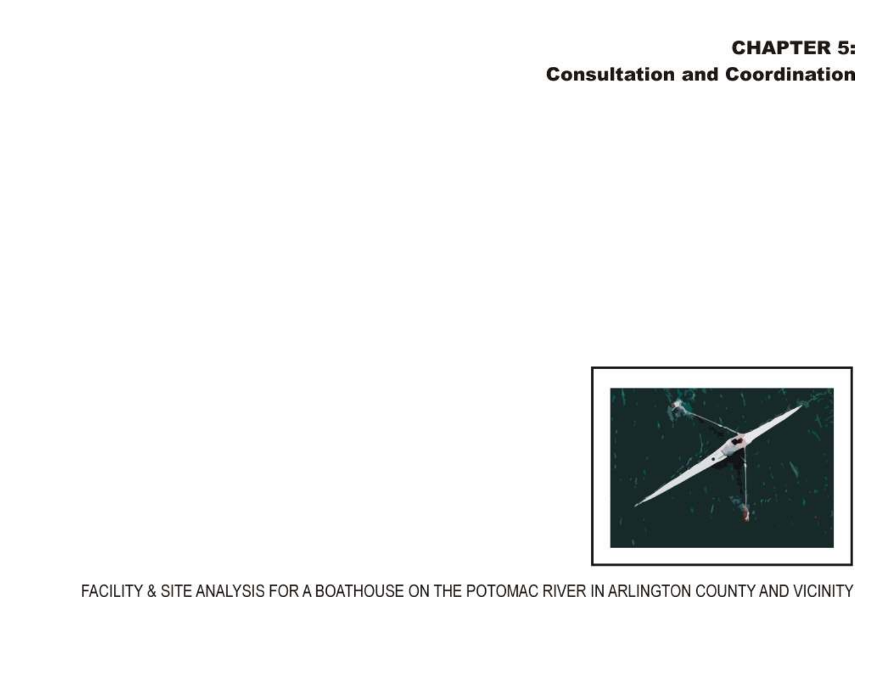# CHAPTER 5: Consultation and Coordination

FACILITY & SITE ANALYSIS FOR A BOATHOUSE ON THE POTOMAC RIVER IN ARLINGTON COUNTY AND VICINITY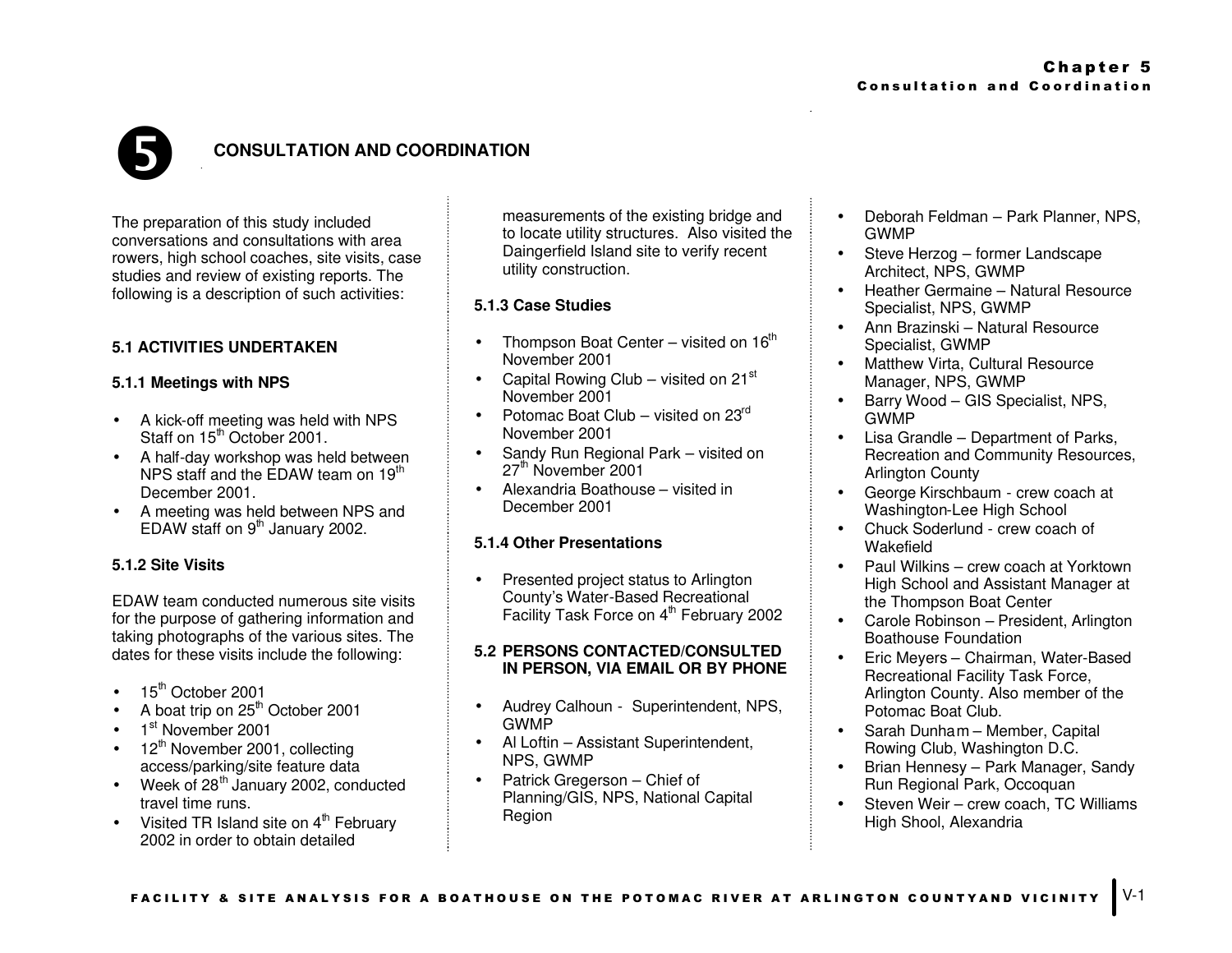# 5 CONSULTATION AND COORDINATION

The preparation of this study included conversations and consultations with area rowers, high school coaches, site visits, case studies and review of existing reports. The following is a description of such activities:

## 5.1 ACTIVITIES UNDERTAKEN

### 5.1.1 Meetings with NPS

- A kick-off meeting was held with NPS Staff on 15th October 2001.
- A half-day workshop was held between NPS staff and the EDAW team on 19th December 2001.
- A meeting was held between NPS and EDAW staff on 9th January 2002.

### 5.1.2 Site Visits

EDAW team conducted numerous site visits for the purpose of gathering information and taking photographs of the various sites. The dates for these visits include the following:

- 15th October 2001
- A boat trip on 25th October 2001
- 1st November 2001
- 12th November 2001, collecting access/parking/site feature data
- Week of 28th January 2002, conducted travel time runs.
- Visited TR Island site on 4th February 2002 in order to obtain detailed measurements of the existing bridge and to locate utility structures. Also visited the Daingerfield Island site to verify recent utility construction.

### 5.1.3 Case Studies

- Thompson Boat Center – visited on 16th November 2001
- Capital Rowing Club – visited on 21st November 2001
- Potomac Boat Club – visited on 23rd November 2001
- Sandy Run Regional Park – visited on 27th November 2001
- Alexandria Boathouse – visited in December 2001

### 5.1.4 Other Presentations

- Presented project status to Arlington County's Water-Based Recreational Facility Task Force on 4th February 2002

## 5.2 PERSONS CONTACTED/CONSULTED IN PERSON, VIA EMAIL OR BY PHONE

- Audrey Calhoun - Superintendent, NPS, GWMP
- Al Loftin – Assistant Superintendent, NPS, GWMP
- Patrick Gregerson – Chief of Planning/GIS, NPS, National Capital Region
- Deborah Feldman – Park Planner, NPS, GWMP
- Steve Herzog – former Landscape Architect, NPS, GWMP
- Heather Germaine – Natural Resource Specialist, NPS, GWMP
- Ann Brazinski – Natural Resource Specialist, GWMP
- Matthew Virta, Cultural Resource Manager, NPS, GWMP
- Barry Wood – GIS Specialist, NPS, GWMP
- Lisa Grandle – Department of Parks, Recreation and Community Resources, Arlington County
- George Kirschbaum - crew coach at Washington-Lee High School
- Chuck Soderlund - crew coach of Wakefield
- Paul Wilkins – crew coach at Yorktown High School and Assistant Manager at the Thompson Boat Center
- Carole Robinson – President, Arlington Boathouse Foundation
- Eric Meyers – Chairman, Water-Based Recreational Facility Task Force, Arlington County. Also member of the Potomac Boat Club.
- Sarah Dunham – Member, Capital Rowing Club, Washington D.C.
- Brian Hennesy – Park Manager, Sandy Run Regional Park, Occoquan
- Steven Weir – crew coach, TC Williams High Shool, Alexandria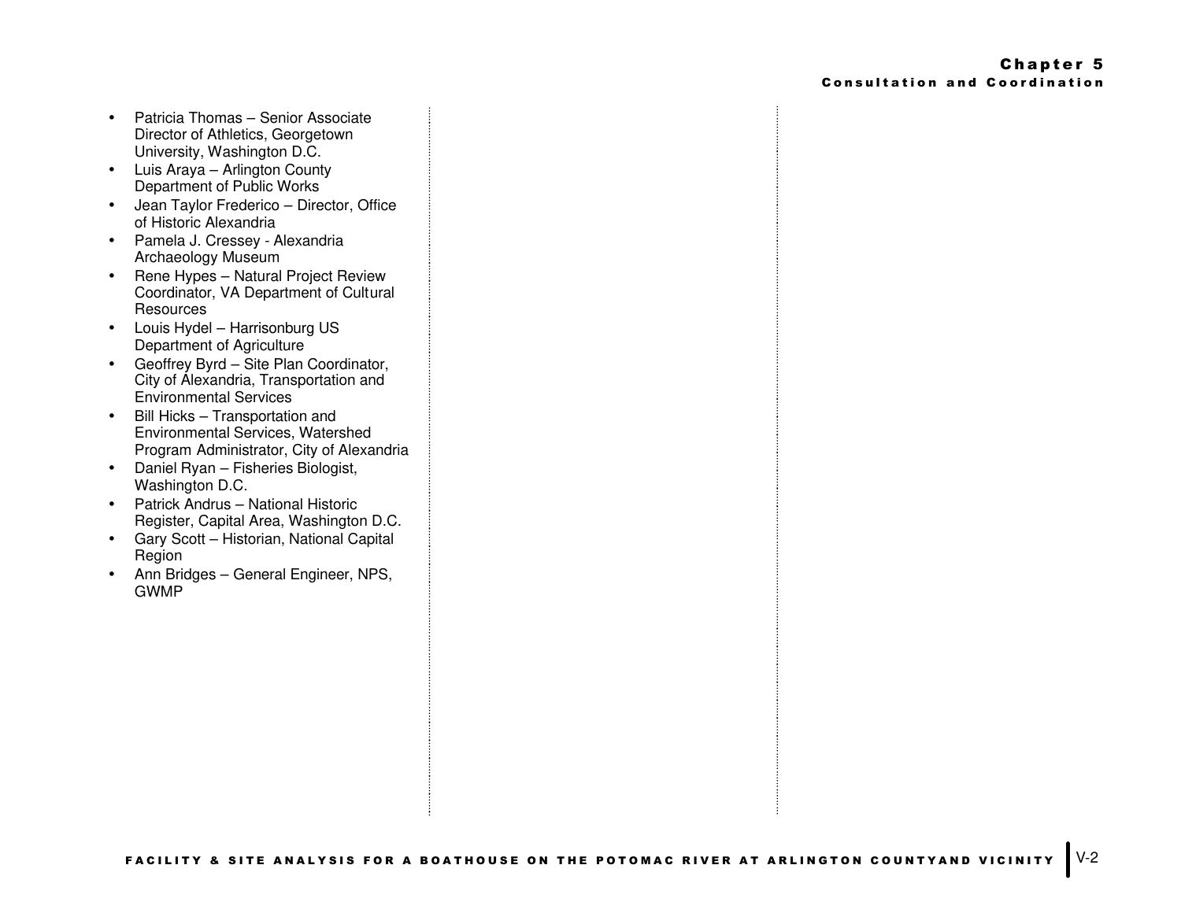- Patricia Thomas – Senior Associate Director of Athletics, Georgetown University, Washington D.C.
- Luis Araya – Arlington County Department of Public Works
- Jean Taylor Frederico – Director, Office of Historic Alexandria
- Pamela J. Cressey - Alexandria Archaeology Museum
- Rene Hypes – Natural Project Review Coordinator, VA Department of Cultural Resources
- Louis Hydel – Harrisonburg US Department of Agriculture
- Geoffrey Byrd – Site Plan Coordinator, City of Alexandria, Transportation and Environmental Services
- Bill Hicks – Transportation and Environmental Services, Watershed Program Administrator, City of Alexandria
- Daniel Ryan – Fisheries Biologist, Washington D.C.
- Patrick Andrus – National Historic Register, Capital Area, Washington D.C.
- Gary Scott – Historian, National Capital Region
- Ann Bridges – General Engineer, NPS, GWMP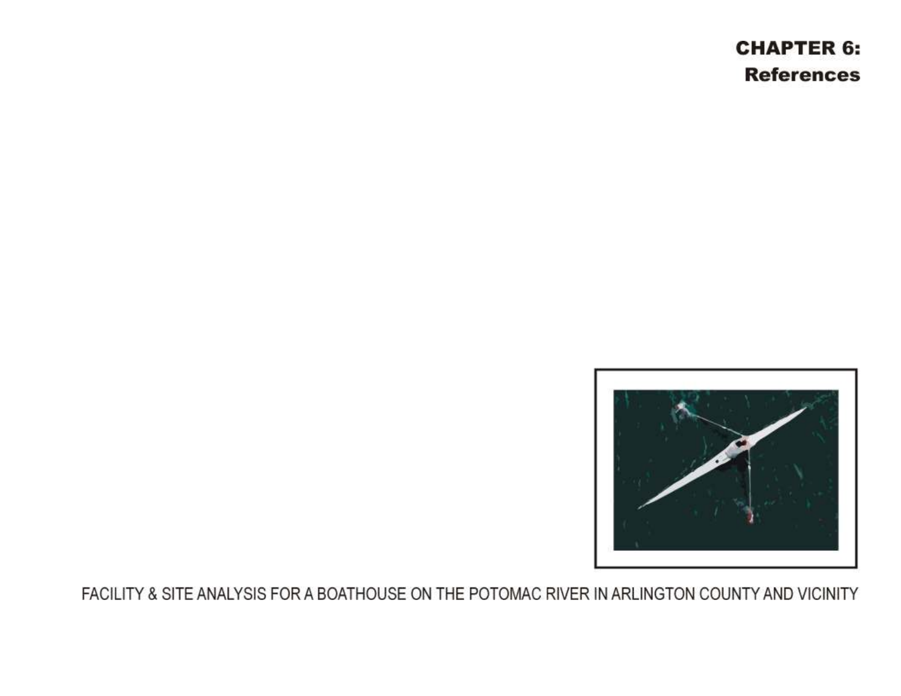# CHAPTER 6: References

FACILITY & SITE ANALYSIS FOR A BOATHOUSE ON THE POTOMAC RIVER IN ARLINGTON COUNTY AND VICINITY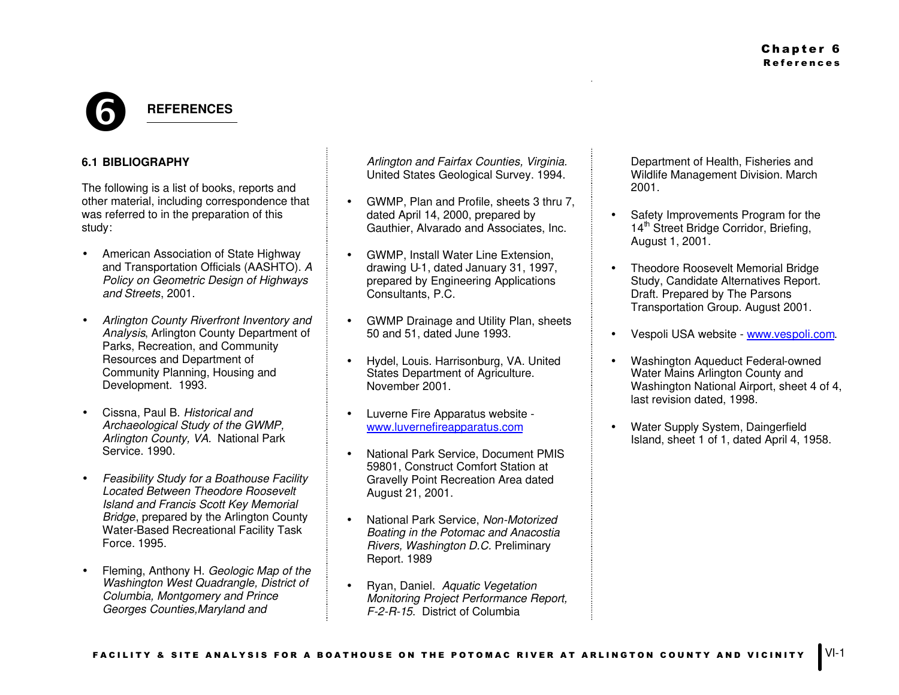# 6 REFERENCES

## 6.1 BIBLIOGRAPHY

The following is a list of books, reports and other material, including correspondence that was referred to in the preparation of this study:

- American Association of State Highway and Transportation Officials (AASHTO). *A Policy on Geometric Design of Highways and Streets*, 2001.
- *Arlington County Riverfront Inventory and Analysis*, Arlington County Department of Parks, Recreation, and Community Resources and Department of Community Planning, Housing and Development. 1993.
- Cissna, Paul B. *Historical and Archaeological Study of the GWMP, Arlington County, VA.* National Park Service. 1990.
- *Feasibility Study for a Boathouse Facility Located Between Theodore Roosevelt Island and Francis Scott Key Memorial Bridge*, prepared by the Arlington County Water-Based Recreational Facility Task Force. 1995.
- Fleming, Anthony H. *Geologic Map of the Washington West Quadrangle, District of Columbia, Montgomery and Prince Georges Counties,Maryland and Arlington and Fairfax Counties, Virginia.* United States Geological Survey. 1994.
- GWMP, Plan and Profile, sheets 3 thru 7, dated April 14, 2000, prepared by Gauthier, Alvarado and Associates, Inc.
- GWMP, Install Water Line Extension, drawing U-1, dated January 31, 1997, prepared by Engineering Applications Consultants, P.C.
- GWMP Drainage and Utility Plan, sheets 50 and 51, dated June 1993.
- Hydel, Louis. Harrisonburg, VA. United States Department of Agriculture. November 2001.
- Luverne Fire Apparatus website - www.luvernefireapparatus.com
- National Park Service, Document PMIS 59801, Construct Comfort Station at Gravelly Point Recreation Area dated August 21, 2001.
- National Park Service, *Non-Motorized Boating in the Potomac and Anacostia Rivers, Washington D.C.* Preliminary Report. 1989
- Ryan, Daniel. *Aquatic Vegetation Monitoring Project Performance Report, F-2-R-15*. District of Columbia Department of Health, Fisheries and Wildlife Management Division. March 2001.
- Safety Improvements Program for the 14th Street Bridge Corridor, Briefing, August 1, 2001.
- Theodore Roosevelt Memorial Bridge Study, Candidate Alternatives Report. Draft. Prepared by The Parsons Transportation Group. August 2001.
- Vespoli USA website - www.vespoli.com.
- Washington Aqueduct Federal-owned Water Mains Arlington County and Washington National Airport, sheet 4 of 4, last revision dated, 1998.
- Water Supply System, Daingerfield Island, sheet 1 of 1, dated April 4, 1958.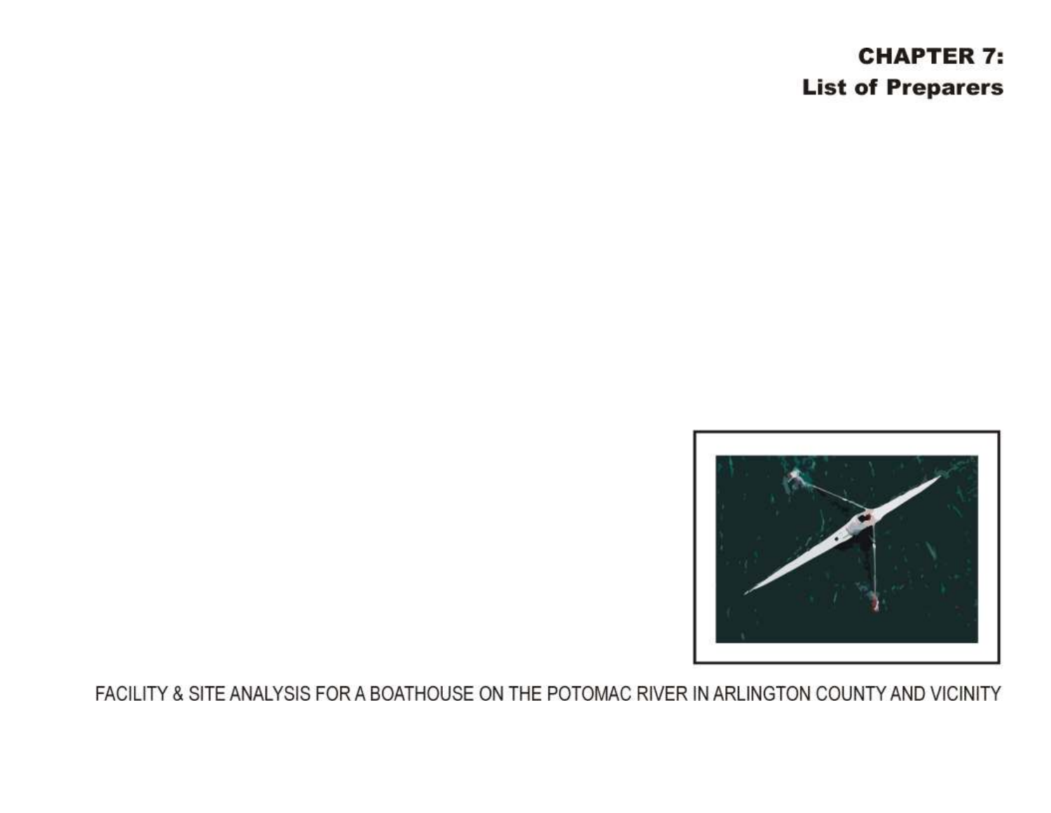# CHAPTER 7:
# List of Preparers

FACILITY & SITE ANALYSIS FOR A BOATHOUSE ON THE POTOMAC RIVER IN ARLINGTON COUNTY AND VICINITY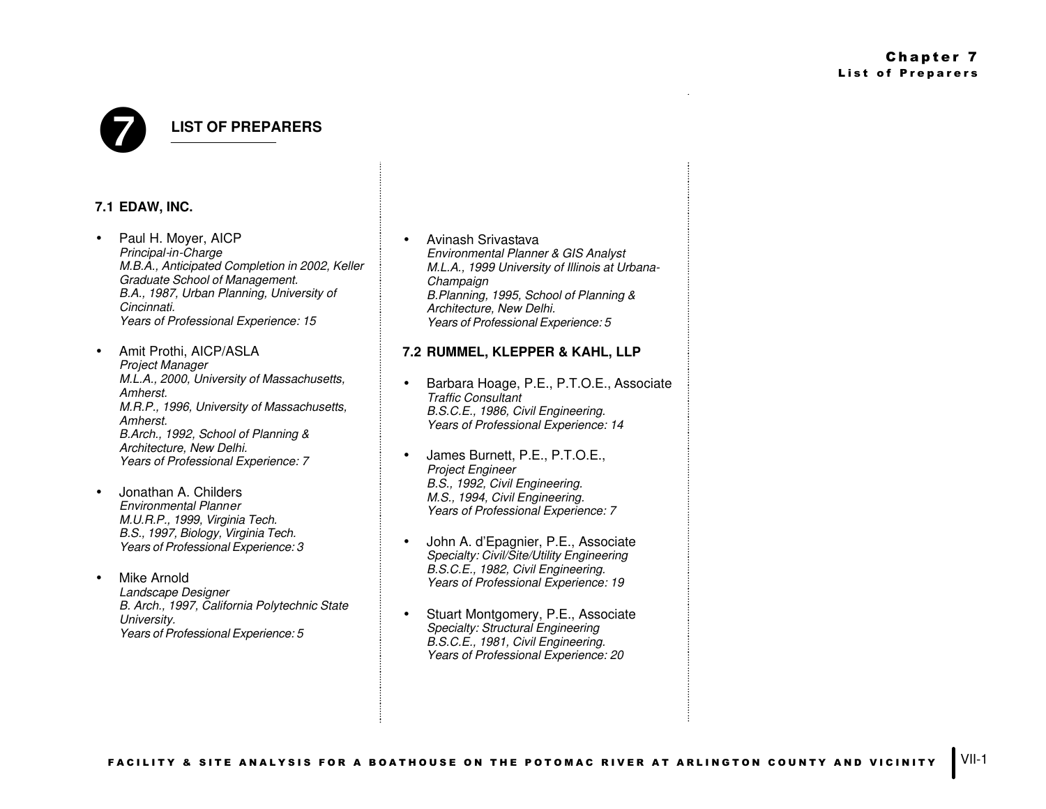# 7 LIST OF PREPARERS

## 7.1 EDAW, INC.

- Paul H. Moyer, AICP
  *Principal-in-Charge*
  *M.B.A., Anticipated Completion in 2002, Keller Graduate School of Management.*
  *B.A., 1987, Urban Planning, University of Cincinnati.*
  *Years of Professional Experience: 15*

- Amit Prothi, AICP/ASLA
  *Project Manager*
  *M.L.A., 2000, University of Massachusetts, Amherst.*
  *M.R.P., 1996, University of Massachusetts, Amherst.*
  *B.Arch., 1992, School of Planning & Architecture, New Delhi.*
  *Years of Professional Experience: 7*

- Jonathan A. Childers
  *Environmental Planner*
  *M.U.R.P., 1999, Virginia Tech.*
  *B.S., 1997, Biology, Virginia Tech.*
  *Years of Professional Experience: 3*

- Mike Arnold
  *Landscape Designer*
  *B. Arch., 1997, California Polytechnic State University.*
  *Years of Professional Experience: 5*

- Avinash Srivastava
  *Environmental Planner & GIS Analyst*
  *M.L.A., 1999 University of Illinois at Urbana-Champaign*
  *B.Planning, 1995, School of Planning & Architecture, New Delhi.*
  *Years of Professional Experience: 5*

## 7.2 RUMMEL, KLEPPER & KAHL, LLP

- Barbara Hoage, P.E., P.T.O.E., Associate
  *Traffic Consultant*
  *B.S.C.E., 1986, Civil Engineering.*
  *Years of Professional Experience: 14*

- James Burnett, P.E., P.T.O.E.,
  *Project Engineer*
  *B.S., 1992, Civil Engineering.*
  *M.S., 1994, Civil Engineering.*
  *Years of Professional Experience: 7*

- John A. d'Epagnier, P.E., Associate
  *Specialty: Civil/Site/Utility Engineering*
  *B.S.C.E., 1982, Civil Engineering.*
  *Years of Professional Experience: 19*

- Stuart Montgomery, P.E., Associate
  *Specialty: Structural Engineering*
  *B.S.C.E., 1981, Civil Engineering.*
  *Years of Professional Experience: 20*